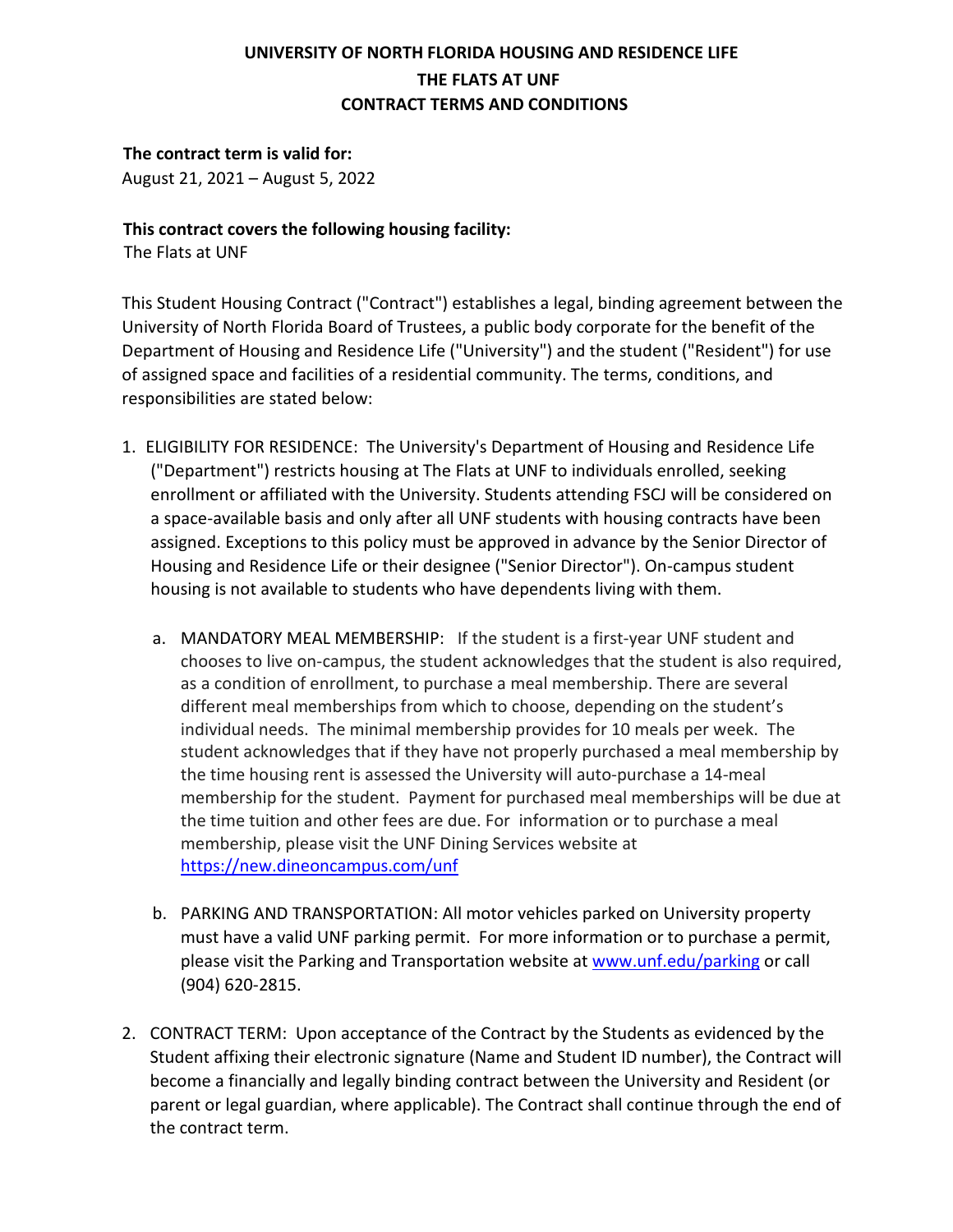# UNIVERSITY OF NORTH FLORIDA HOUSING AND RESIDENCE LIFE
## THE FLATS AT UNF
## CONTRACT TERMS AND CONDITIONS

**The contract term is valid for:**
August 21, 2021 – August 5, 2022

**This contract covers the following housing facility:**
The Flats at UNF

This Student Housing Contract ("Contract") establishes a legal, binding agreement between the University of North Florida Board of Trustees, a public body corporate for the benefit of the Department of Housing and Residence Life ("University") and the student ("Resident") for use of assigned space and facilities of a residential community. The terms, conditions, and responsibilities are stated below:

1. ELIGIBILITY FOR RESIDENCE: The University's Department of Housing and Residence Life ("Department") restricts housing at The Flats at UNF to individuals enrolled, seeking enrollment or affiliated with the University. Students attending FSCJ will be considered on a space-available basis and only after all UNF students with housing contracts have been assigned. Exceptions to this policy must be approved in advance by the Senior Director of Housing and Residence Life or their designee ("Senior Director"). On-campus student housing is not available to students who have dependents living with them.

   a. MANDATORY MEAL MEMBERSHIP: If the student is a first-year UNF student and chooses to live on-campus, the student acknowledges that the student is also required, as a condition of enrollment, to purchase a meal membership. There are several different meal memberships from which to choose, depending on the student's individual needs. The minimal membership provides for 10 meals per week. The student acknowledges that if they have not properly purchased a meal membership by the time housing rent is assessed the University will auto-purchase a 14-meal membership for the student. Payment for purchased meal memberships will be due at the time tuition and other fees are due. For information or to purchase a meal membership, please visit the UNF Dining Services website at https://new.dineoncampus.com/unf

   b. PARKING AND TRANSPORTATION: All motor vehicles parked on University property must have a valid UNF parking permit. For more information or to purchase a permit, please visit the Parking and Transportation website at www.unf.edu/parking or call (904) 620-2815.

2. CONTRACT TERM: Upon acceptance of the Contract by the Students as evidenced by the Student affixing their electronic signature (Name and Student ID number), the Contract will become a financially and legally binding contract between the University and Resident (or parent or legal guardian, where applicable). The Contract shall continue through the end of the contract term.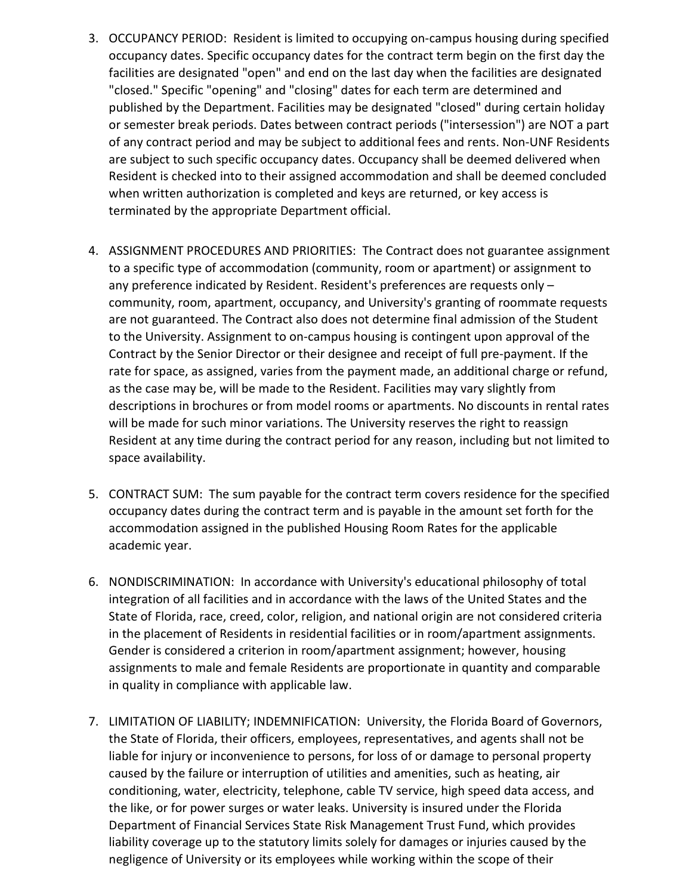3. OCCUPANCY PERIOD: Resident is limited to occupying on-campus housing during specified occupancy dates. Specific occupancy dates for the contract term begin on the first day the facilities are designated "open" and end on the last day when the facilities are designated "closed." Specific "opening" and "closing" dates for each term are determined and published by the Department. Facilities may be designated "closed" during certain holiday or semester break periods. Dates between contract periods ("intersession") are NOT a part of any contract period and may be subject to additional fees and rents. Non-UNF Residents are subject to such specific occupancy dates. Occupancy shall be deemed delivered when Resident is checked into to their assigned accommodation and shall be deemed concluded when written authorization is completed and keys are returned, or key access is terminated by the appropriate Department official.

4. ASSIGNMENT PROCEDURES AND PRIORITIES: The Contract does not guarantee assignment to a specific type of accommodation (community, room or apartment) or assignment to any preference indicated by Resident. Resident's preferences are requests only – community, room, apartment, occupancy, and University's granting of roommate requests are not guaranteed. The Contract also does not determine final admission of the Student to the University. Assignment to on-campus housing is contingent upon approval of the Contract by the Senior Director or their designee and receipt of full pre-payment. If the rate for space, as assigned, varies from the payment made, an additional charge or refund, as the case may be, will be made to the Resident. Facilities may vary slightly from descriptions in brochures or from model rooms or apartments. No discounts in rental rates will be made for such minor variations. The University reserves the right to reassign Resident at any time during the contract period for any reason, including but not limited to space availability.

5. CONTRACT SUM: The sum payable for the contract term covers residence for the specified occupancy dates during the contract term and is payable in the amount set forth for the accommodation assigned in the published Housing Room Rates for the applicable academic year.

6. NONDISCRIMINATION: In accordance with University's educational philosophy of total integration of all facilities and in accordance with the laws of the United States and the State of Florida, race, creed, color, religion, and national origin are not considered criteria in the placement of Residents in residential facilities or in room/apartment assignments. Gender is considered a criterion in room/apartment assignment; however, housing assignments to male and female Residents are proportionate in quantity and comparable in quality in compliance with applicable law.

7. LIMITATION OF LIABILITY; INDEMNIFICATION: University, the Florida Board of Governors, the State of Florida, their officers, employees, representatives, and agents shall not be liable for injury or inconvenience to persons, for loss of or damage to personal property caused by the failure or interruption of utilities and amenities, such as heating, air conditioning, water, electricity, telephone, cable TV service, high speed data access, and the like, or for power surges or water leaks. University is insured under the Florida Department of Financial Services State Risk Management Trust Fund, which provides liability coverage up to the statutory limits solely for damages or injuries caused by the negligence of University or its employees while working within the scope of their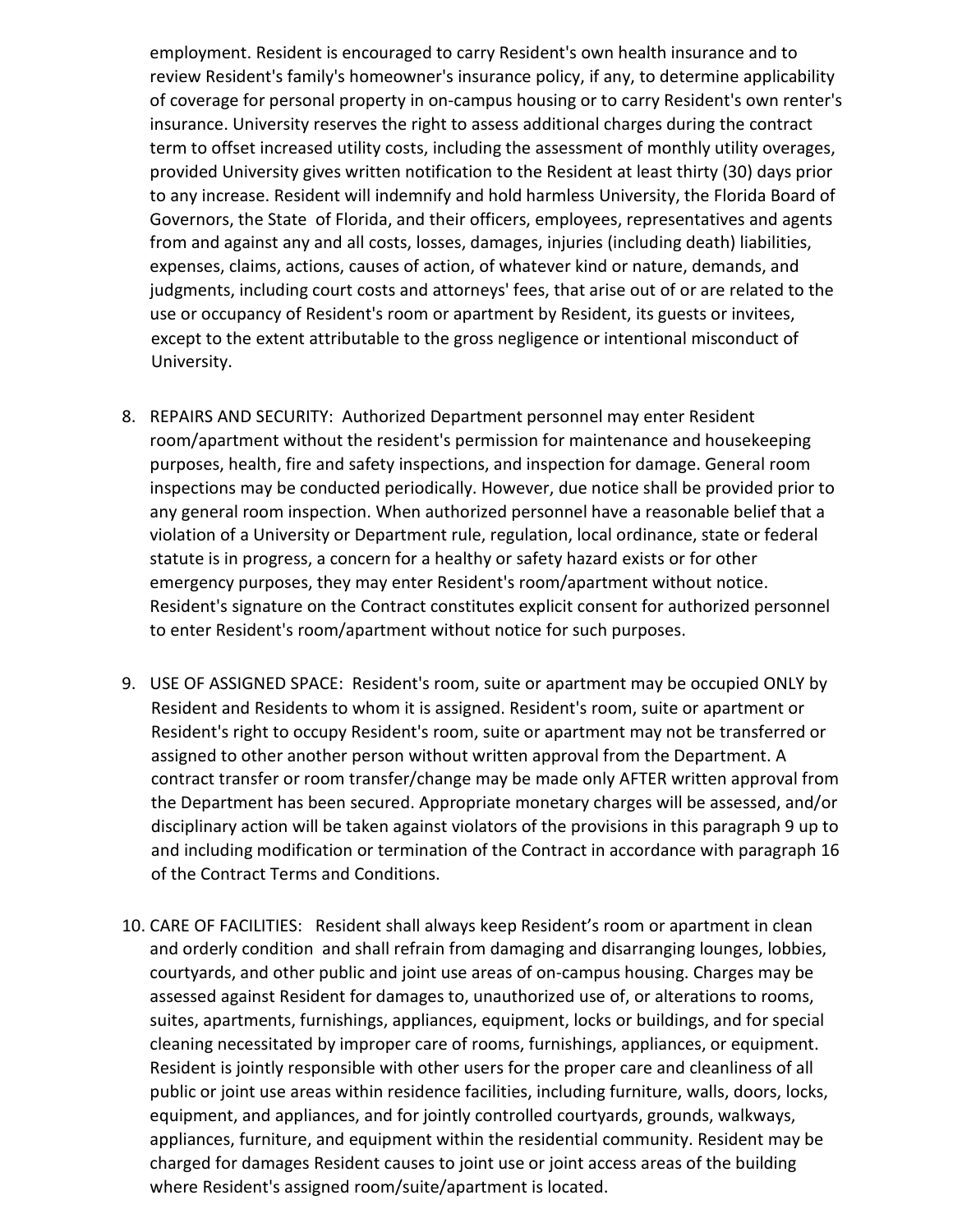employment. Resident is encouraged to carry Resident's own health insurance and to review Resident's family's homeowner's insurance policy, if any, to determine applicability of coverage for personal property in on-campus housing or to carry Resident's own renter's insurance. University reserves the right to assess additional charges during the contract term to offset increased utility costs, including the assessment of monthly utility overages, provided University gives written notification to the Resident at least thirty (30) days prior to any increase. Resident will indemnify and hold harmless University, the Florida Board of Governors, the State of Florida, and their officers, employees, representatives and agents from and against any and all costs, losses, damages, injuries (including death) liabilities, expenses, claims, actions, causes of action, of whatever kind or nature, demands, and judgments, including court costs and attorneys' fees, that arise out of or are related to the use or occupancy of Resident's room or apartment by Resident, its guests or invitees, except to the extent attributable to the gross negligence or intentional misconduct of University.

8. REPAIRS AND SECURITY: Authorized Department personnel may enter Resident room/apartment without the resident's permission for maintenance and housekeeping purposes, health, fire and safety inspections, and inspection for damage. General room inspections may be conducted periodically. However, due notice shall be provided prior to any general room inspection. When authorized personnel have a reasonable belief that a violation of a University or Department rule, regulation, local ordinance, state or federal statute is in progress, a concern for a healthy or safety hazard exists or for other emergency purposes, they may enter Resident's room/apartment without notice. Resident's signature on the Contract constitutes explicit consent for authorized personnel to enter Resident's room/apartment without notice for such purposes.

9. USE OF ASSIGNED SPACE: Resident's room, suite or apartment may be occupied ONLY by Resident and Residents to whom it is assigned. Resident's room, suite or apartment or Resident's right to occupy Resident's room, suite or apartment may not be transferred or assigned to other another person without written approval from the Department. A contract transfer or room transfer/change may be made only AFTER written approval from the Department has been secured. Appropriate monetary charges will be assessed, and/or disciplinary action will be taken against violators of the provisions in this paragraph 9 up to and including modification or termination of the Contract in accordance with paragraph 16 of the Contract Terms and Conditions.

10. CARE OF FACILITIES: Resident shall always keep Resident's room or apartment in clean and orderly condition and shall refrain from damaging and disarranging lounges, lobbies, courtyards, and other public and joint use areas of on-campus housing. Charges may be assessed against Resident for damages to, unauthorized use of, or alterations to rooms, suites, apartments, furnishings, appliances, equipment, locks or buildings, and for special cleaning necessitated by improper care of rooms, furnishings, appliances, or equipment. Resident is jointly responsible with other users for the proper care and cleanliness of all public or joint use areas within residence facilities, including furniture, walls, doors, locks, equipment, and appliances, and for jointly controlled courtyards, grounds, walkways, appliances, furniture, and equipment within the residential community. Resident may be charged for damages Resident causes to joint use or joint access areas of the building where Resident's assigned room/suite/apartment is located.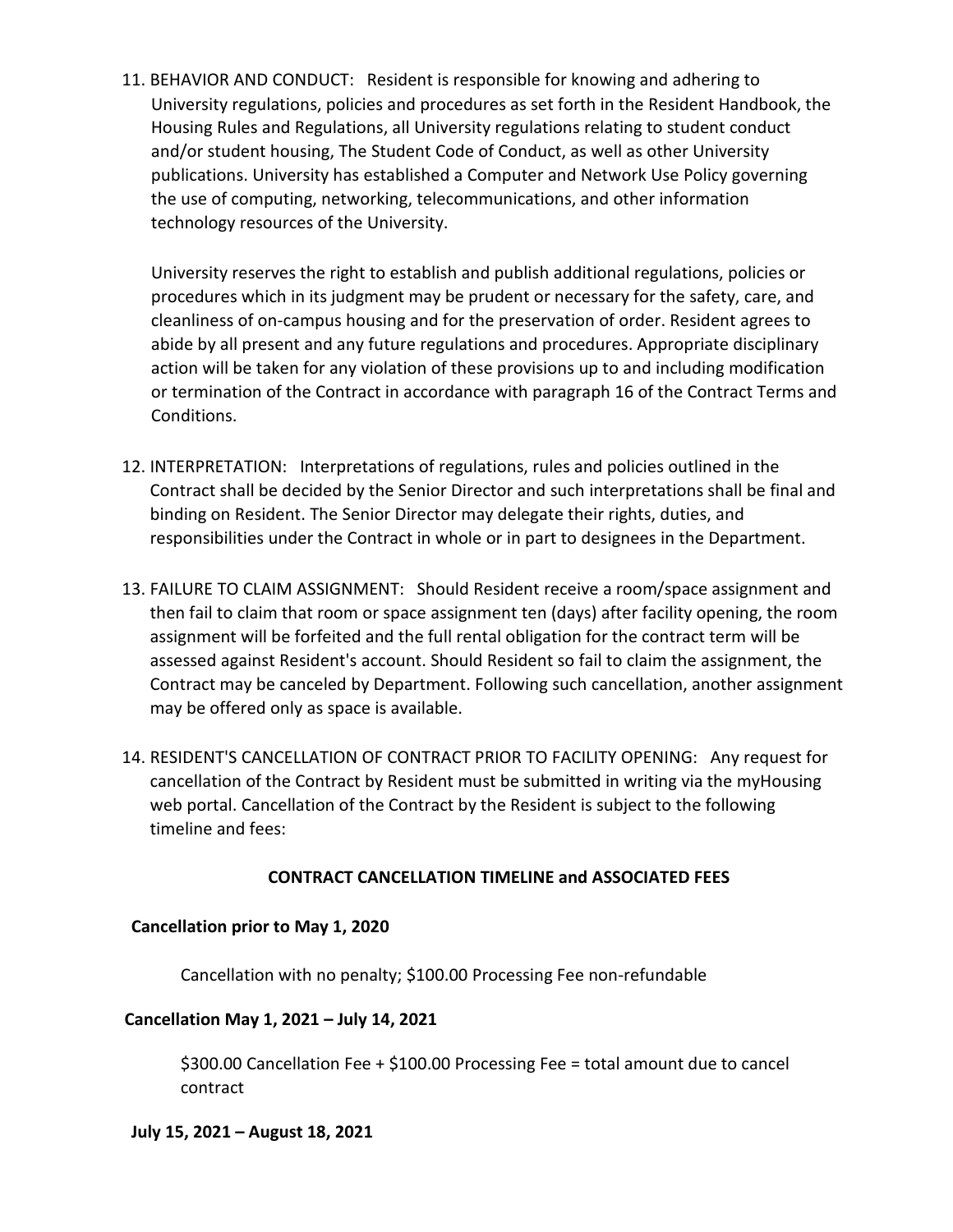11. BEHAVIOR AND CONDUCT: Resident is responsible for knowing and adhering to University regulations, policies and procedures as set forth in the Resident Handbook, the Housing Rules and Regulations, all University regulations relating to student conduct and/or student housing, The Student Code of Conduct, as well as other University publications. University has established a Computer and Network Use Policy governing the use of computing, networking, telecommunications, and other information technology resources of the University.

    University reserves the right to establish and publish additional regulations, policies or procedures which in its judgment may be prudent or necessary for the safety, care, and cleanliness of on-campus housing and for the preservation of order. Resident agrees to abide by all present and any future regulations and procedures. Appropriate disciplinary action will be taken for any violation of these provisions up to and including modification or termination of the Contract in accordance with paragraph 16 of the Contract Terms and Conditions.

12. INTERPRETATION: Interpretations of regulations, rules and policies outlined in the Contract shall be decided by the Senior Director and such interpretations shall be final and binding on Resident. The Senior Director may delegate their rights, duties, and responsibilities under the Contract in whole or in part to designees in the Department.

13. FAILURE TO CLAIM ASSIGNMENT: Should Resident receive a room/space assignment and then fail to claim that room or space assignment ten (days) after facility opening, the room assignment will be forfeited and the full rental obligation for the contract term will be assessed against Resident's account. Should Resident so fail to claim the assignment, the Contract may be canceled by Department. Following such cancellation, another assignment may be offered only as space is available.

14. RESIDENT'S CANCELLATION OF CONTRACT PRIOR TO FACILITY OPENING: Any request for cancellation of the Contract by Resident must be submitted in writing via the myHousing web portal. Cancellation of the Contract by the Resident is subject to the following timeline and fees:

**CONTRACT CANCELLATION TIMELINE and ASSOCIATED FEES**

**Cancellation prior to May 1, 2020**

Cancellation with no penalty; $100.00 Processing Fee non-refundable

**Cancellation May 1, 2021 – July 14, 2021**

$300.00 Cancellation Fee + $100.00 Processing Fee = total amount due to cancel contract

**July 15, 2021 – August 18, 2021**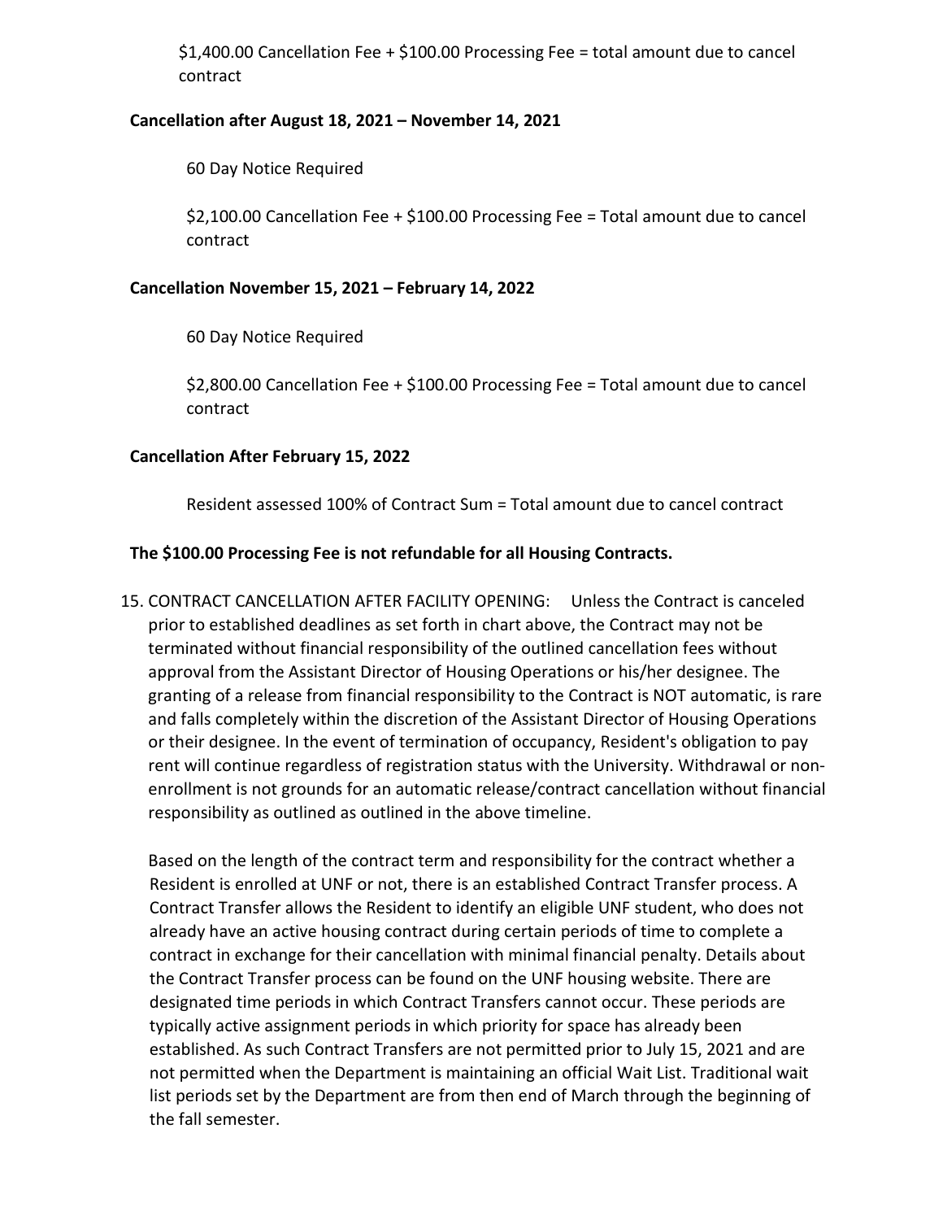$1,400.00 Cancellation Fee + $100.00 Processing Fee = total amount due to cancel contract

**Cancellation after August 18, 2021 – November 14, 2021**

60 Day Notice Required

$2,100.00 Cancellation Fee + $100.00 Processing Fee = Total amount due to cancel contract

**Cancellation November 15, 2021 – February 14, 2022**

60 Day Notice Required

$2,800.00 Cancellation Fee + $100.00 Processing Fee = Total amount due to cancel contract

**Cancellation After February 15, 2022**

Resident assessed 100% of Contract Sum = Total amount due to cancel contract

**The $100.00 Processing Fee is not refundable for all Housing Contracts.**

15. CONTRACT CANCELLATION AFTER FACILITY OPENING: Unless the Contract is canceled prior to established deadlines as set forth in chart above, the Contract may not be terminated without financial responsibility of the outlined cancellation fees without approval from the Assistant Director of Housing Operations or his/her designee. The granting of a release from financial responsibility to the Contract is NOT automatic, is rare and falls completely within the discretion of the Assistant Director of Housing Operations or their designee. In the event of termination of occupancy, Resident's obligation to pay rent will continue regardless of registration status with the University. Withdrawal or non-enrollment is not grounds for an automatic release/contract cancellation without financial responsibility as outlined as outlined in the above timeline.

    Based on the length of the contract term and responsibility for the contract whether a Resident is enrolled at UNF or not, there is an established Contract Transfer process. A Contract Transfer allows the Resident to identify an eligible UNF student, who does not already have an active housing contract during certain periods of time to complete a contract in exchange for their cancellation with minimal financial penalty. Details about the Contract Transfer process can be found on the UNF housing website. There are designated time periods in which Contract Transfers cannot occur. These periods are typically active assignment periods in which priority for space has already been established. As such Contract Transfers are not permitted prior to July 15, 2021 and are not permitted when the Department is maintaining an official Wait List. Traditional wait list periods set by the Department are from then end of March through the beginning of the fall semester.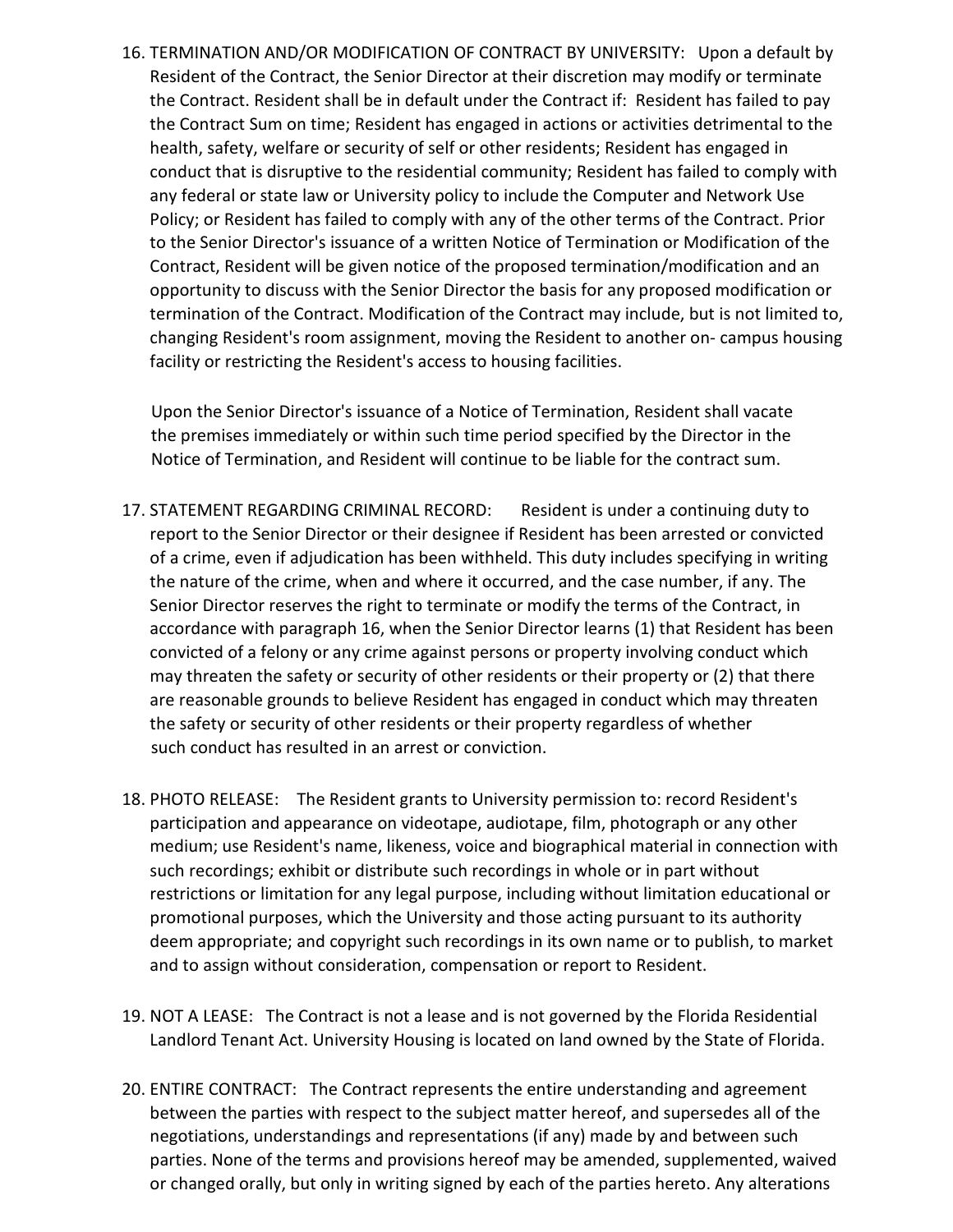16. TERMINATION AND/OR MODIFICATION OF CONTRACT BY UNIVERSITY: Upon a default by Resident of the Contract, the Senior Director at their discretion may modify or terminate the Contract. Resident shall be in default under the Contract if: Resident has failed to pay the Contract Sum on time; Resident has engaged in actions or activities detrimental to the health, safety, welfare or security of self or other residents; Resident has engaged in conduct that is disruptive to the residential community; Resident has failed to comply with any federal or state law or University policy to include the Computer and Network Use Policy; or Resident has failed to comply with any of the other terms of the Contract. Prior to the Senior Director's issuance of a written Notice of Termination or Modification of the Contract, Resident will be given notice of the proposed termination/modification and an opportunity to discuss with the Senior Director the basis for any proposed modification or termination of the Contract. Modification of the Contract may include, but is not limited to, changing Resident's room assignment, moving the Resident to another on- campus housing facility or restricting the Resident's access to housing facilities.

    Upon the Senior Director's issuance of a Notice of Termination, Resident shall vacate the premises immediately or within such time period specified by the Director in the Notice of Termination, and Resident will continue to be liable for the contract sum.

17. STATEMENT REGARDING CRIMINAL RECORD: Resident is under a continuing duty to report to the Senior Director or their designee if Resident has been arrested or convicted of a crime, even if adjudication has been withheld. This duty includes specifying in writing the nature of the crime, when and where it occurred, and the case number, if any. The Senior Director reserves the right to terminate or modify the terms of the Contract, in accordance with paragraph 16, when the Senior Director learns (1) that Resident has been convicted of a felony or any crime against persons or property involving conduct which may threaten the safety or security of other residents or their property or (2) that there are reasonable grounds to believe Resident has engaged in conduct which may threaten the safety or security of other residents or their property regardless of whether such conduct has resulted in an arrest or conviction.

18. PHOTO RELEASE: The Resident grants to University permission to: record Resident's participation and appearance on videotape, audiotape, film, photograph or any other medium; use Resident's name, likeness, voice and biographical material in connection with such recordings; exhibit or distribute such recordings in whole or in part without restrictions or limitation for any legal purpose, including without limitation educational or promotional purposes, which the University and those acting pursuant to its authority deem appropriate; and copyright such recordings in its own name or to publish, to market and to assign without consideration, compensation or report to Resident.

19. NOT A LEASE: The Contract is not a lease and is not governed by the Florida Residential Landlord Tenant Act. University Housing is located on land owned by the State of Florida.

20. ENTIRE CONTRACT: The Contract represents the entire understanding and agreement between the parties with respect to the subject matter hereof, and supersedes all of the negotiations, understandings and representations (if any) made by and between such parties. None of the terms and provisions hereof may be amended, supplemented, waived or changed orally, but only in writing signed by each of the parties hereto. Any alterations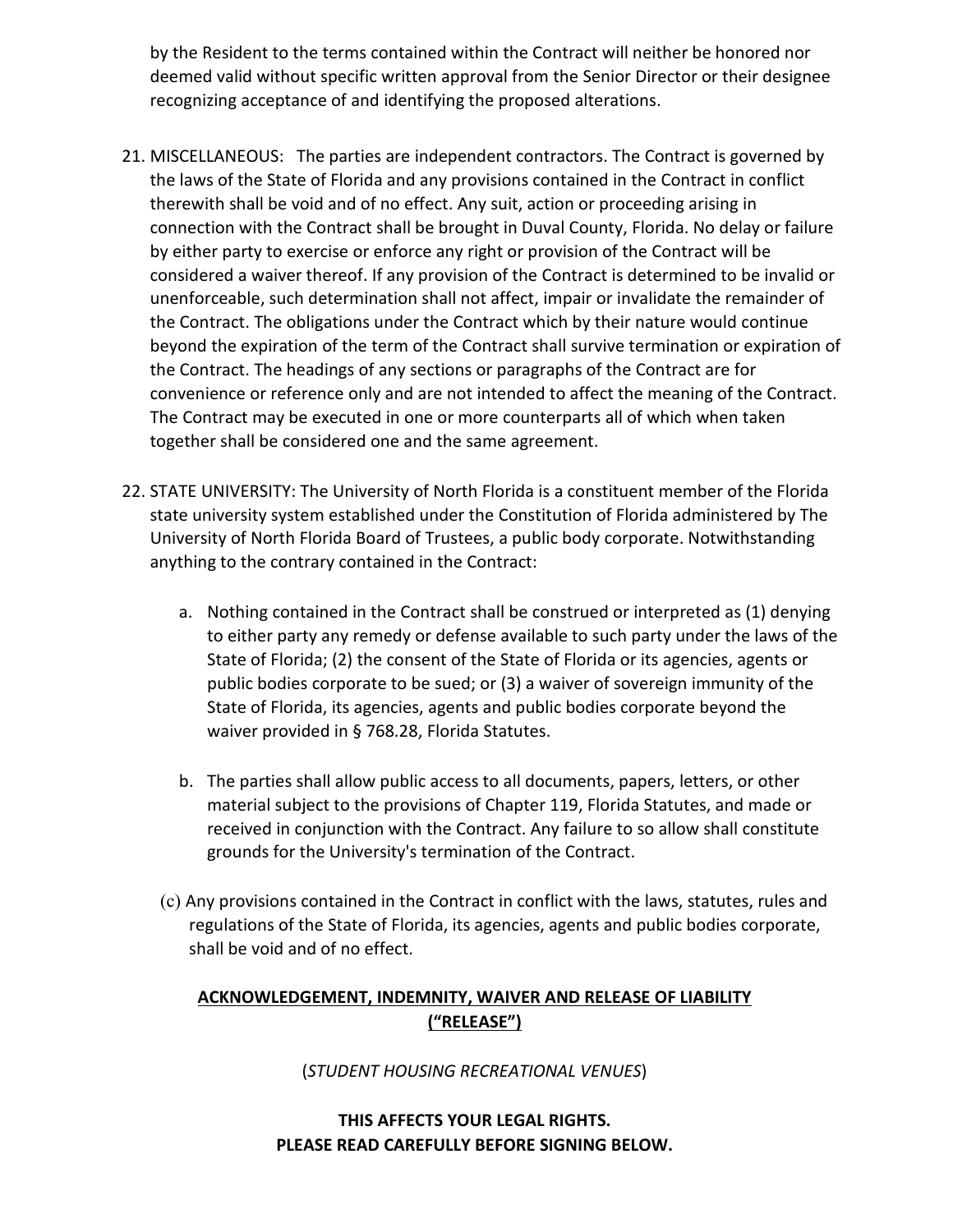by the Resident to the terms contained within the Contract will neither be honored nor deemed valid without specific written approval from the Senior Director or their designee recognizing acceptance of and identifying the proposed alterations.

21. MISCELLANEOUS: The parties are independent contractors. The Contract is governed by the laws of the State of Florida and any provisions contained in the Contract in conflict therewith shall be void and of no effect. Any suit, action or proceeding arising in connection with the Contract shall be brought in Duval County, Florida. No delay or failure by either party to exercise or enforce any right or provision of the Contract will be considered a waiver thereof. If any provision of the Contract is determined to be invalid or unenforceable, such determination shall not affect, impair or invalidate the remainder of the Contract. The obligations under the Contract which by their nature would continue beyond the expiration of the term of the Contract shall survive termination or expiration of the Contract. The headings of any sections or paragraphs of the Contract are for convenience or reference only and are not intended to affect the meaning of the Contract. The Contract may be executed in one or more counterparts all of which when taken together shall be considered one and the same agreement.

22. STATE UNIVERSITY: The University of North Florida is a constituent member of the Florida state university system established under the Constitution of Florida administered by The University of North Florida Board of Trustees, a public body corporate. Notwithstanding anything to the contrary contained in the Contract:

    a. Nothing contained in the Contract shall be construed or interpreted as (1) denying to either party any remedy or defense available to such party under the laws of the State of Florida; (2) the consent of the State of Florida or its agencies, agents or public bodies corporate to be sued; or (3) a waiver of sovereign immunity of the State of Florida, its agencies, agents and public bodies corporate beyond the waiver provided in § 768.28, Florida Statutes.

    b. The parties shall allow public access to all documents, papers, letters, or other material subject to the provisions of Chapter 119, Florida Statutes, and made or received in conjunction with the Contract. Any failure to so allow shall constitute grounds for the University's termination of the Contract.

    (c) Any provisions contained in the Contract in conflict with the laws, statutes, rules and regulations of the State of Florida, its agencies, agents and public bodies corporate, shall be void and of no effect.

## <u>ACKNOWLEDGEMENT, INDEMNITY, WAIVER AND RELEASE OF LIABILITY (“RELEASE”)</u>

(*STUDENT HOUSING RECREATIONAL VENUES*)

**THIS AFFECTS YOUR LEGAL RIGHTS.**
**PLEASE READ CAREFULLY BEFORE SIGNING BELOW.**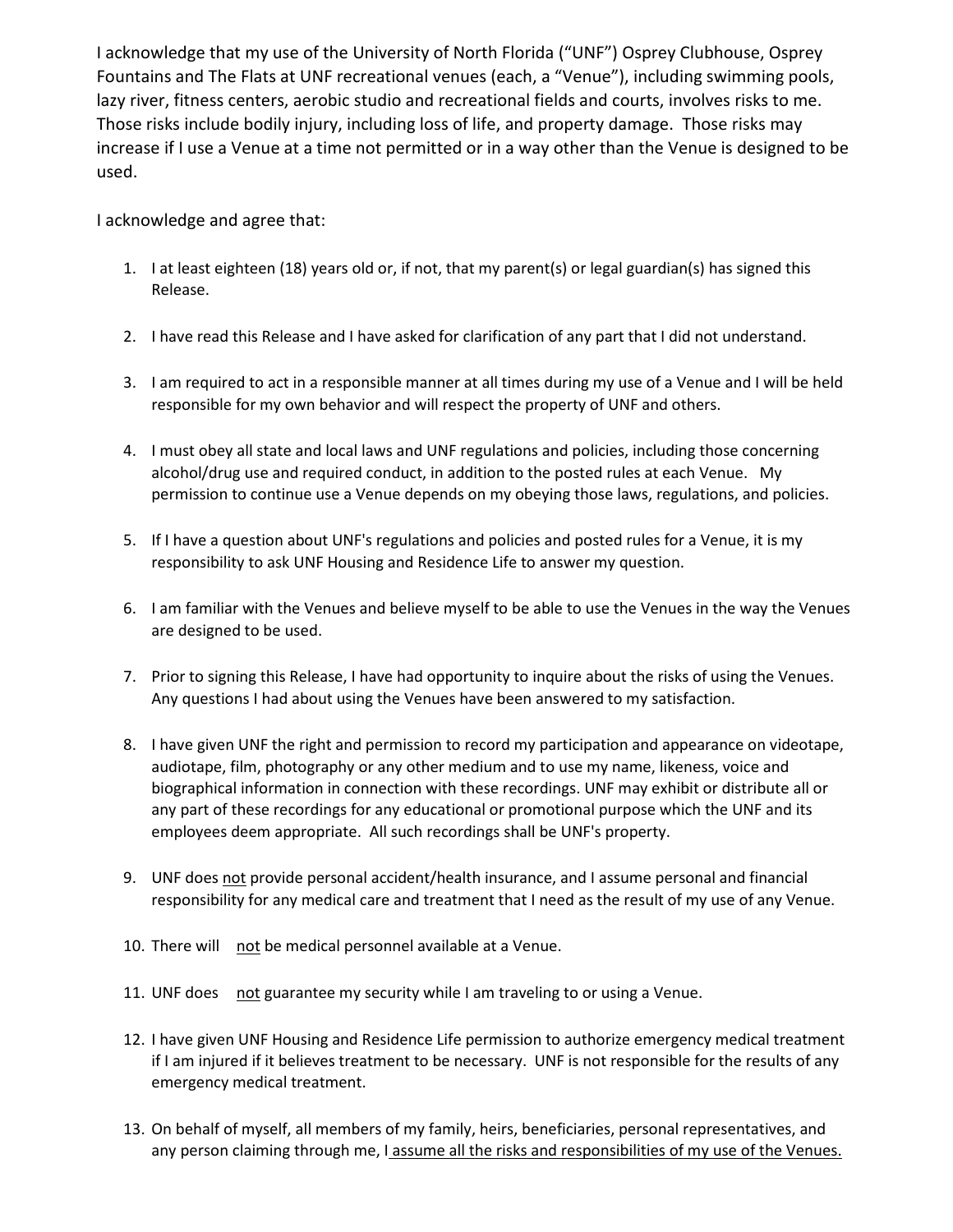I acknowledge that my use of the University of North Florida ("UNF") Osprey Clubhouse, Osprey Fountains and The Flats at UNF recreational venues (each, a "Venue"), including swimming pools, lazy river, fitness centers, aerobic studio and recreational fields and courts, involves risks to me. Those risks include bodily injury, including loss of life, and property damage. Those risks may increase if I use a Venue at a time not permitted or in a way other than the Venue is designed to be used.

I acknowledge and agree that:

1. I at least eighteen (18) years old or, if not, that my parent(s) or legal guardian(s) has signed this Release.

2. I have read this Release and I have asked for clarification of any part that I did not understand.

3. I am required to act in a responsible manner at all times during my use of a Venue and I will be held responsible for my own behavior and will respect the property of UNF and others.

4. I must obey all state and local laws and UNF regulations and policies, including those concerning alcohol/drug use and required conduct, in addition to the posted rules at each Venue. My permission to continue use a Venue depends on my obeying those laws, regulations, and policies.

5. If I have a question about UNF's regulations and policies and posted rules for a Venue, it is my responsibility to ask UNF Housing and Residence Life to answer my question.

6. I am familiar with the Venues and believe myself to be able to use the Venues in the way the Venues are designed to be used.

7. Prior to signing this Release, I have had opportunity to inquire about the risks of using the Venues. Any questions I had about using the Venues have been answered to my satisfaction.

8. I have given UNF the right and permission to record my participation and appearance on videotape, audiotape, film, photography or any other medium and to use my name, likeness, voice and biographical information in connection with these recordings. UNF may exhibit or distribute all or any part of these recordings for any educational or promotional purpose which the UNF and its employees deem appropriate. All such recordings shall be UNF's property.

9. UNF does <u>not</u> provide personal accident/health insurance, and I assume personal and financial responsibility for any medical care and treatment that I need as the result of my use of any Venue.

10. There will <u>not</u> be medical personnel available at a Venue.

11. UNF does <u>not</u> guarantee my security while I am traveling to or using a Venue.

12. I have given UNF Housing and Residence Life permission to authorize emergency medical treatment if I am injured if it believes treatment to be necessary. UNF is not responsible for the results of any emergency medical treatment.

13. On behalf of myself, all members of my family, heirs, beneficiaries, personal representatives, and any person claiming through me, I <u>assume all the risks and responsibilities of my use of the Venues.</u>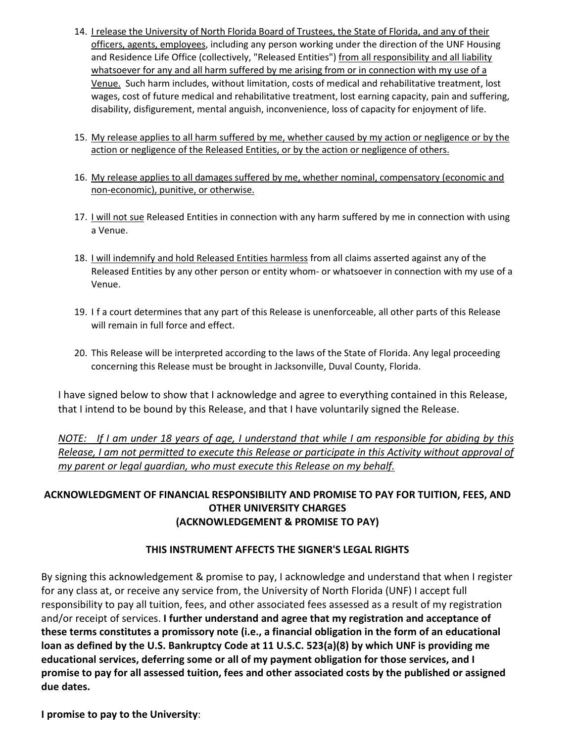14. I release the University of North Florida Board of Trustees, the State of Florida, and any of their officers, agents, employees, including any person working under the direction of the UNF Housing and Residence Life Office (collectively, "Released Entities") from all responsibility and all liability whatsoever for any and all harm suffered by me arising from or in connection with my use of a Venue. Such harm includes, without limitation, costs of medical and rehabilitative treatment, lost wages, cost of future medical and rehabilitative treatment, lost earning capacity, pain and suffering, disability, disfigurement, mental anguish, inconvenience, loss of capacity for enjoyment of life.

15. My release applies to all harm suffered by me, whether caused by my action or negligence or by the action or negligence of the Released Entities, or by the action or negligence of others.

16. My release applies to all damages suffered by me, whether nominal, compensatory (economic and non-economic), punitive, or otherwise.

17. I will not sue Released Entities in connection with any harm suffered by me in connection with using a Venue.

18. I will indemnify and hold Released Entities harmless from all claims asserted against any of the Released Entities by any other person or entity whom- or whatsoever in connection with my use of a Venue.

19. I f a court determines that any part of this Release is unenforceable, all other parts of this Release will remain in full force and effect.

20. This Release will be interpreted according to the laws of the State of Florida. Any legal proceeding concerning this Release must be brought in Jacksonville, Duval County, Florida.

I have signed below to show that I acknowledge and agree to everything contained in this Release, that I intend to be bound by this Release, and that I have voluntarily signed the Release.

*NOTE: If I am under 18 years of age, I understand that while I am responsible for abiding by this Release, I am not permitted to execute this Release or participate in this Activity without approval of my parent or legal guardian, who must execute this Release on my behalf.*

## ACKNOWLEDGMENT OF FINANCIAL RESPONSIBILITY AND PROMISE TO PAY FOR TUITION, FEES, AND OTHER UNIVERSITY CHARGES (ACKNOWLEDGEMENT & PROMISE TO PAY)

### THIS INSTRUMENT AFFECTS THE SIGNER'S LEGAL RIGHTS

By signing this acknowledgement & promise to pay, I acknowledge and understand that when I register for any class at, or receive any service from, the University of North Florida (UNF) I accept full responsibility to pay all tuition, fees, and other associated fees assessed as a result of my registration and/or receipt of services. **I further understand and agree that my registration and acceptance of these terms constitutes a promissory note (i.e., a financial obligation in the form of an educational loan as defined by the U.S. Bankruptcy Code at 11 U.S.C. 523(a)(8) by which UNF is providing me educational services, deferring some or all of my payment obligation for those services, and I promise to pay for all assessed tuition, fees and other associated costs by the published or assigned due dates.**

**I promise to pay to the University**: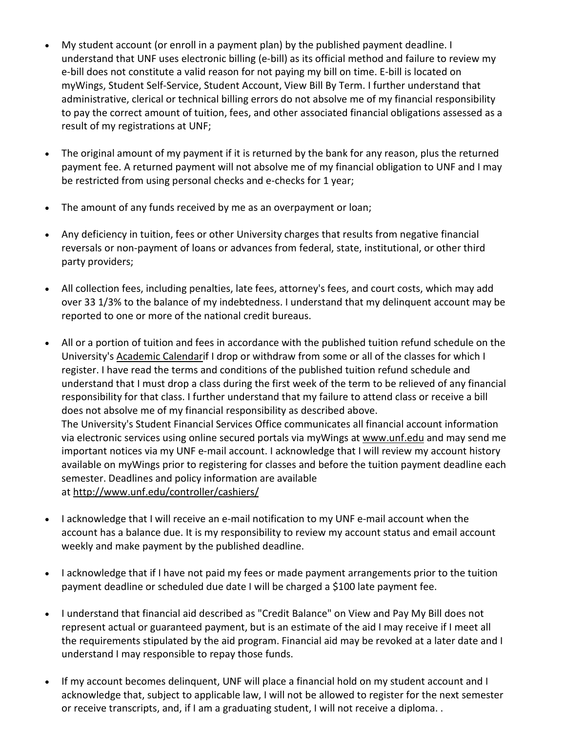- My student account (or enroll in a payment plan) by the published payment deadline. I understand that UNF uses electronic billing (e-bill) as its official method and failure to review my e-bill does not constitute a valid reason for not paying my bill on time. E-bill is located on myWings, Student Self-Service, Student Account, View Bill By Term. I further understand that administrative, clerical or technical billing errors do not absolve me of my financial responsibility to pay the correct amount of tuition, fees, and other associated financial obligations assessed as a result of my registrations at UNF;

- The original amount of my payment if it is returned by the bank for any reason, plus the returned payment fee. A returned payment will not absolve me of my financial obligation to UNF and I may be restricted from using personal checks and e-checks for 1 year;

- The amount of any funds received by me as an overpayment or loan;

- Any deficiency in tuition, fees or other University charges that results from negative financial reversals or non-payment of loans or advances from federal, state, institutional, or other third party providers;

- All collection fees, including penalties, late fees, attorney's fees, and court costs, which may add over 33 1/3% to the balance of my indebtedness. I understand that my delinquent account may be reported to one or more of the national credit bureaus.

- All or a portion of tuition and fees in accordance with the published tuition refund schedule on the University's Academic Calendarif I drop or withdraw from some or all of the classes for which I register. I have read the terms and conditions of the published tuition refund schedule and understand that I must drop a class during the first week of the term to be relieved of any financial responsibility for that class. I further understand that my failure to attend class or receive a bill does not absolve me of my financial responsibility as described above.
  The University's Student Financial Services Office communicates all financial account information via electronic services using online secured portals via myWings at www.unf.edu and may send me important notices via my UNF e-mail account. I acknowledge that I will review my account history available on myWings prior to registering for classes and before the tuition payment deadline each semester. Deadlines and policy information are available at http://www.unf.edu/controller/cashiers/

- I acknowledge that I will receive an e-mail notification to my UNF e-mail account when the account has a balance due. It is my responsibility to review my account status and email account weekly and make payment by the published deadline.

- I acknowledge that if I have not paid my fees or made payment arrangements prior to the tuition payment deadline or scheduled due date I will be charged a $100 late payment fee.

- I understand that financial aid described as "Credit Balance" on View and Pay My Bill does not represent actual or guaranteed payment, but is an estimate of the aid I may receive if I meet all the requirements stipulated by the aid program. Financial aid may be revoked at a later date and I understand I may responsible to repay those funds.

- If my account becomes delinquent, UNF will place a financial hold on my student account and I acknowledge that, subject to applicable law, I will not be allowed to register for the next semester or receive transcripts, and, if I am a graduating student, I will not receive a diploma. .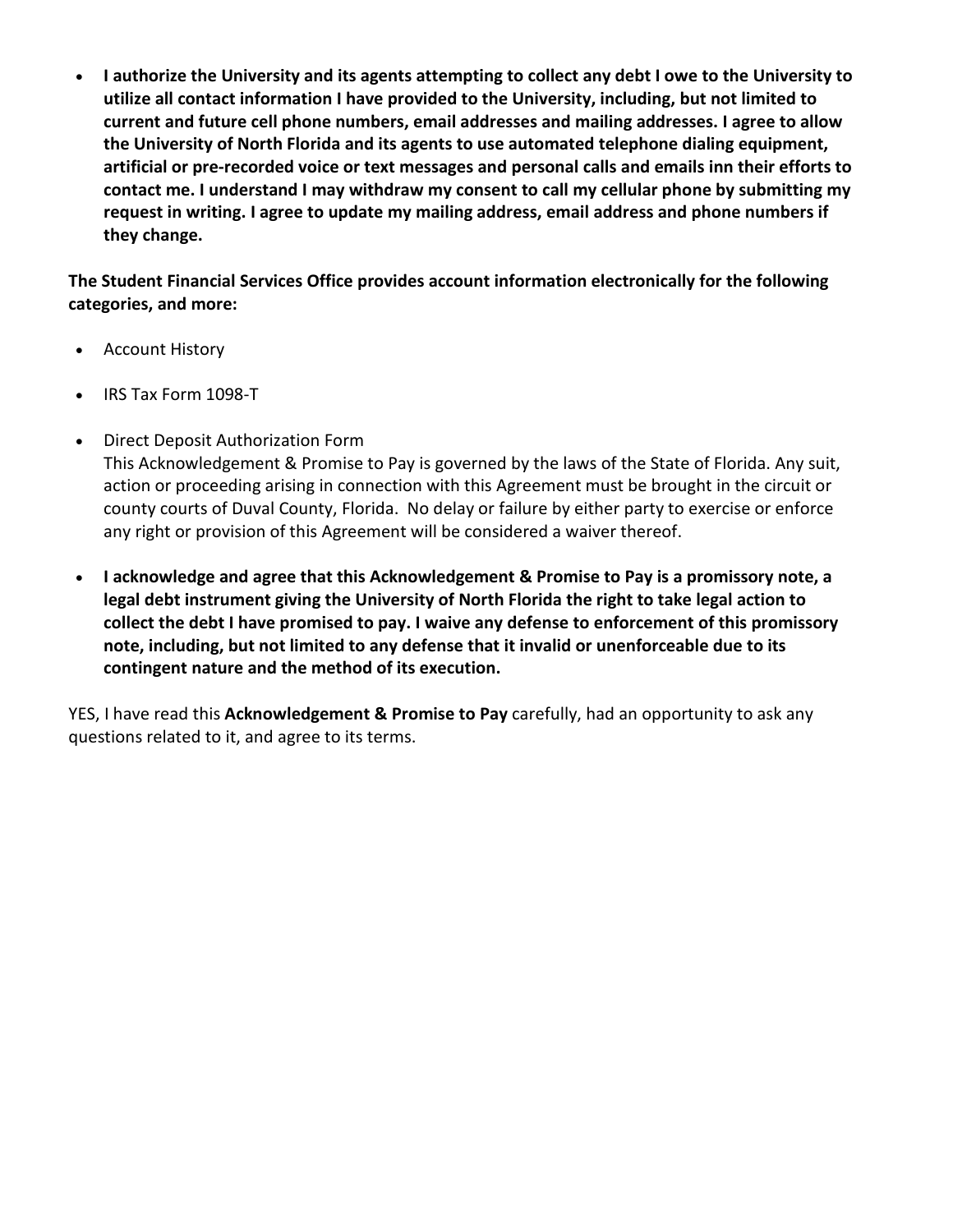- **I authorize the University and its agents attempting to collect any debt I owe to the University to utilize all contact information I have provided to the University, including, but not limited to current and future cell phone numbers, email addresses and mailing addresses. I agree to allow the University of North Florida and its agents to use automated telephone dialing equipment, artificial or pre-recorded voice or text messages and personal calls and emails inn their efforts to contact me. I understand I may withdraw my consent to call my cellular phone by submitting my request in writing. I agree to update my mailing address, email address and phone numbers if they change.**

**The Student Financial Services Office provides account information electronically for the following categories, and more:**

- Account History
- IRS Tax Form 1098-T
- Direct Deposit Authorization Form
  This Acknowledgement & Promise to Pay is governed by the laws of the State of Florida. Any suit, action or proceeding arising in connection with this Agreement must be brought in the circuit or county courts of Duval County, Florida. No delay or failure by either party to exercise or enforce any right or provision of this Agreement will be considered a waiver thereof.
- **I acknowledge and agree that this Acknowledgement & Promise to Pay is a promissory note, a legal debt instrument giving the University of North Florida the right to take legal action to collect the debt I have promised to pay. I waive any defense to enforcement of this promissory note, including, but not limited to any defense that it invalid or unenforceable due to its contingent nature and the method of its execution.**

YES, I have read this **Acknowledgement & Promise to Pay** carefully, had an opportunity to ask any questions related to it, and agree to its terms.